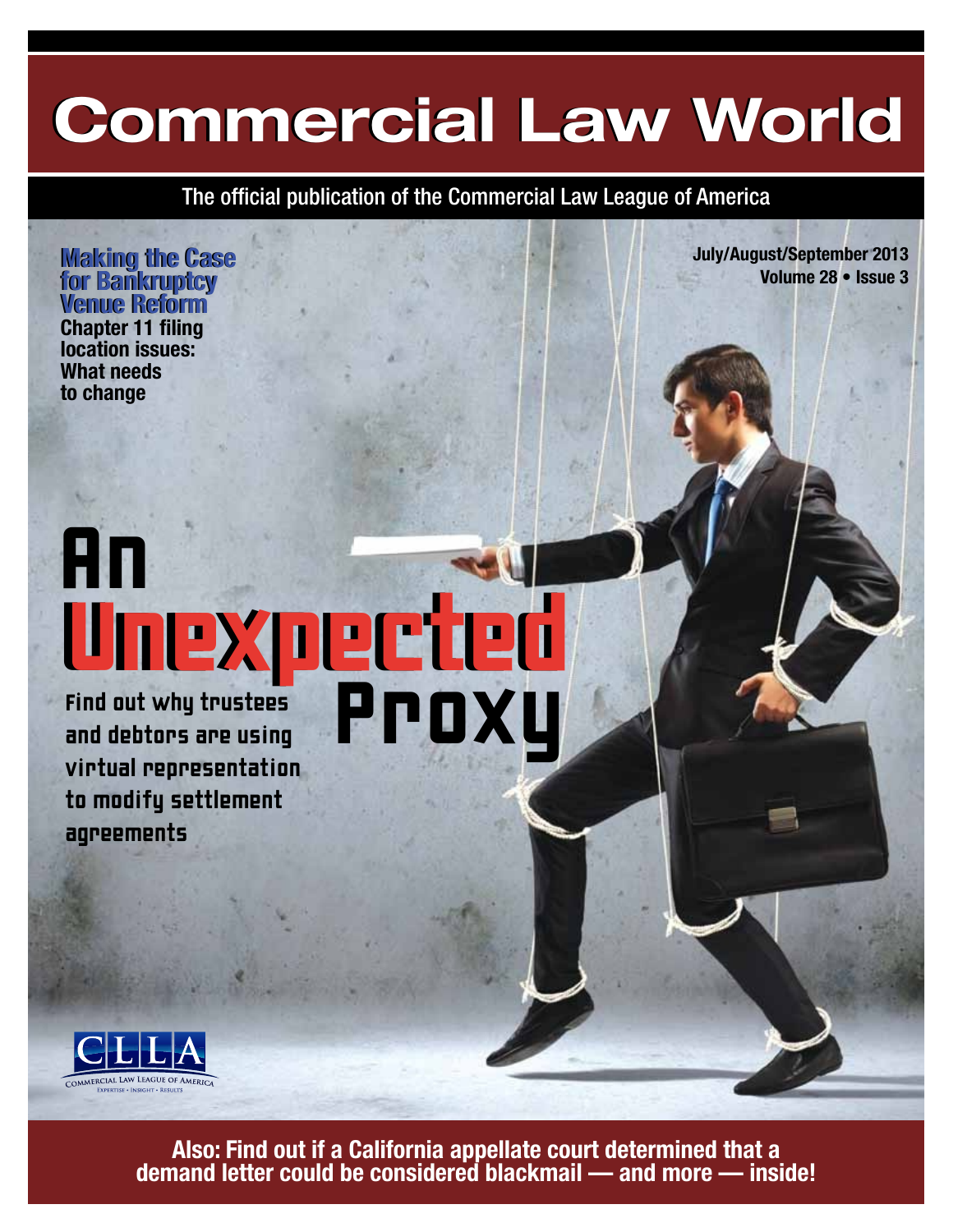# Commercial Law World

The official publication of the Commercial Law League of America

July/August/September 2013
Volume 28 • Issue 3

## Making the Case for Bankruptcy Venue Reform

**Chapter 11 filing location issues: What needs to change**

## An Unexpected Proxy

Find out why trustees and debtors are using virtual representation to modify settlement agreements

CLLA
COMMERCIAL LAW LEAGUE OF AMERICA
EXPERTISE • INSIGHT • RESULTS

**Also: Find out if a California appellate court determined that a demand letter could be considered blackmail — and more — inside!**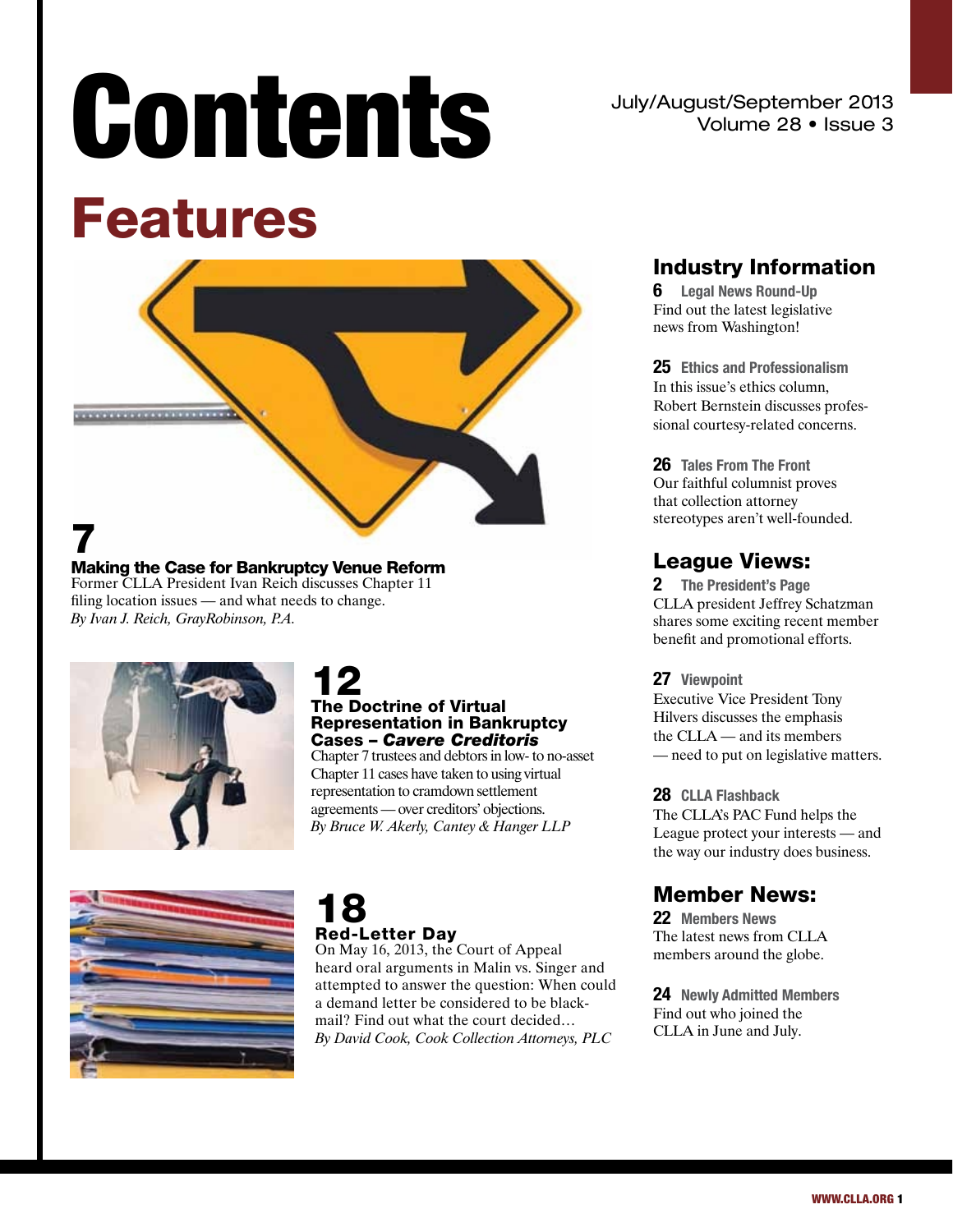# Contents

July/August/September 2013
Volume 28 • Issue 3

## Features

**7**

### Making the Case for Bankruptcy Venue Reform

Former CLLA President Ivan Reich discusses Chapter 11 filing location issues — and what needs to change.

*By Ivan J. Reich, GrayRobinson, P.A.*

**12**

### The Doctrine of Virtual Representation in Bankruptcy Cases – *Cavere Creditoris*

Chapter 7 trustees and debtors in low- to no-asset Chapter 11 cases have taken to using virtual representation to cramdown settlement agreements — over creditors' objections.

*By Bruce W. Akerly, Cantey & Hanger LLP*

**18**

### Red-Letter Day

On May 16, 2013, the Court of Appeal heard oral arguments in Malin vs. Singer and attempted to answer the question: When could a demand letter be considered to be blackmail? Find out what the court decided…

*By David Cook, Cook Collection Attorneys, PLC*

## Industry Information

**6 Legal News Round-Up**
Find out the latest legislative news from Washington!

**25 Ethics and Professionalism**
In this issue's ethics column, Robert Bernstein discusses professional courtesy-related concerns.

**26 Tales From The Front**
Our faithful columnist proves that collection attorney stereotypes aren't well-founded.

## League Views:

**2 The President's Page**
CLLA president Jeffrey Schatzman shares some exciting recent member benefit and promotional efforts.

**27 Viewpoint**
Executive Vice President Tony Hilvers discusses the emphasis the CLLA — and its members — need to put on legislative matters.

**28 CLLA Flashback**
The CLLA's PAC Fund helps the League protect your interests — and the way our industry does business.

## Member News:

**22 Members News**
The latest news from CLLA members around the globe.

**24 Newly Admitted Members**
Find out who joined the CLLA in June and July.